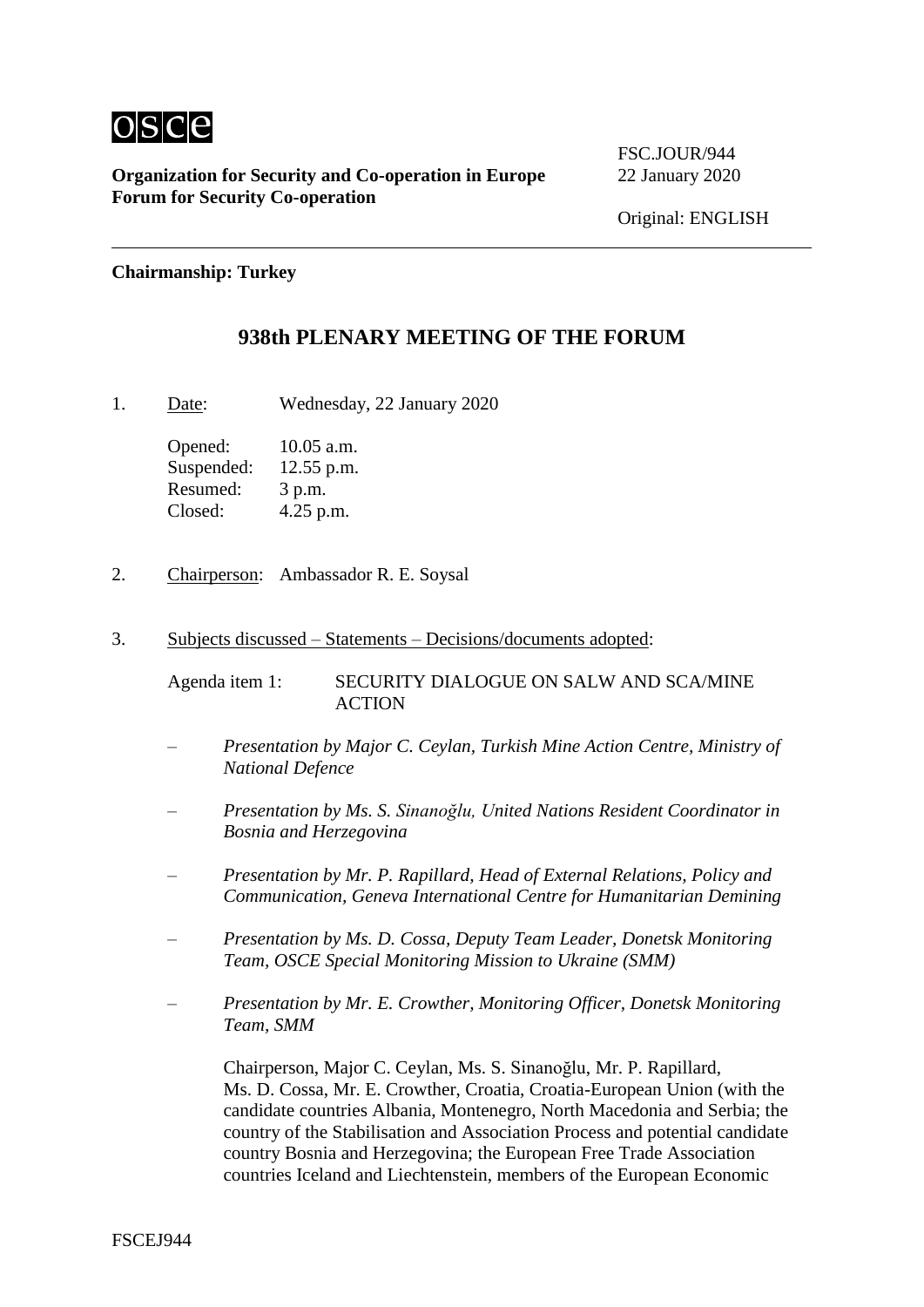osce

**Organization for Security and Co-operation in Europe**
**Forum for Security Co-operation**

FSC.JOUR/944
22 January 2020

Original: ENGLISH

**Chairmanship: Turkey**

## 938th PLENARY MEETING OF THE FORUM

1. Date: Wednesday, 22 January 2020

   Opened: 10.05 a.m.
   Suspended: 12.55 p.m.
   Resumed: 3 p.m.
   Closed: 4.25 p.m.

2. Chairperson: Ambassador R. E. Soysal

3. Subjects discussed – Statements – Decisions/documents adopted:

   Agenda item 1: SECURITY DIALOGUE ON SALW AND SCA/MINE ACTION

   – *Presentation by Major C. Ceylan, Turkish Mine Action Centre, Ministry of National Defence*

   – *Presentation by Ms. S. Sinanoğlu, United Nations Resident Coordinator in Bosnia and Herzegovina*

   – *Presentation by Mr. P. Rapillard, Head of External Relations, Policy and Communication, Geneva International Centre for Humanitarian Demining*

   – *Presentation by Ms. D. Cossa, Deputy Team Leader, Donetsk Monitoring Team, OSCE Special Monitoring Mission to Ukraine (SMM)*

   – *Presentation by Mr. E. Crowther, Monitoring Officer, Donetsk Monitoring Team, SMM*

   Chairperson, Major C. Ceylan, Ms. S. Sinanoğlu, Mr. P. Rapillard, Ms. D. Cossa, Mr. E. Crowther, Croatia, Croatia-European Union (with the candidate countries Albania, Montenegro, North Macedonia and Serbia; the country of the Stabilisation and Association Process and potential candidate country Bosnia and Herzegovina; the European Free Trade Association countries Iceland and Liechtenstein, members of the European Economic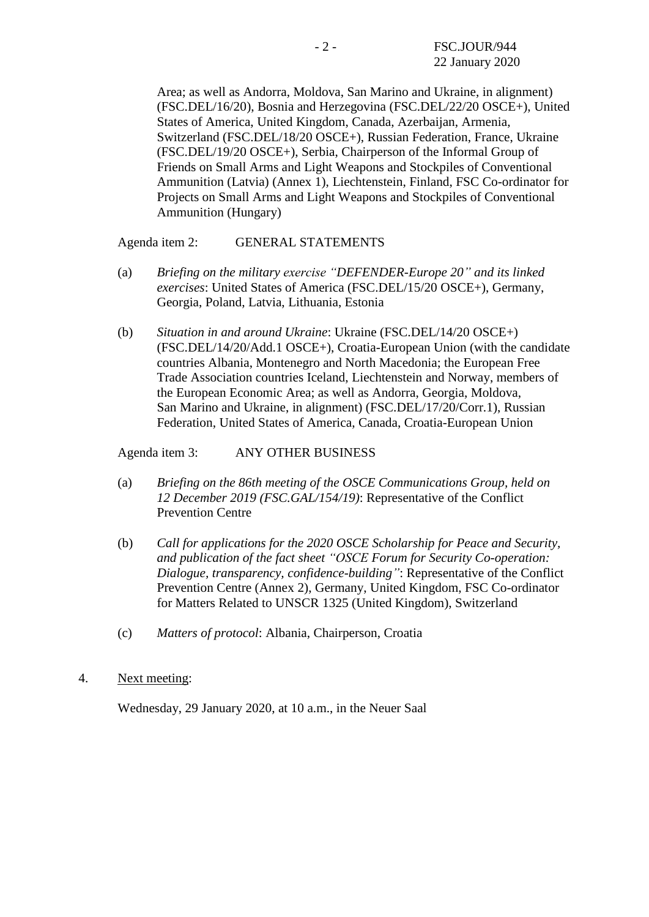Area; as well as Andorra, Moldova, San Marino and Ukraine, in alignment) (FSC.DEL/16/20), Bosnia and Herzegovina (FSC.DEL/22/20 OSCE+), United States of America, United Kingdom, Canada, Azerbaijan, Armenia, Switzerland (FSC.DEL/18/20 OSCE+), Russian Federation, France, Ukraine (FSC.DEL/19/20 OSCE+), Serbia, Chairperson of the Informal Group of Friends on Small Arms and Light Weapons and Stockpiles of Conventional Ammunition (Latvia) (Annex 1), Liechtenstein, Finland, FSC Co-ordinator for Projects on Small Arms and Light Weapons and Stockpiles of Conventional Ammunition (Hungary)

Agenda item 2: GENERAL STATEMENTS

(a) *Briefing on the military exercise "DEFENDER-Europe 20" and its linked exercises*: United States of America (FSC.DEL/15/20 OSCE+), Germany, Georgia, Poland, Latvia, Lithuania, Estonia

(b) *Situation in and around Ukraine*: Ukraine (FSC.DEL/14/20 OSCE+) (FSC.DEL/14/20/Add.1 OSCE+), Croatia-European Union (with the candidate countries Albania, Montenegro and North Macedonia; the European Free Trade Association countries Iceland, Liechtenstein and Norway, members of the European Economic Area; as well as Andorra, Georgia, Moldova, San Marino and Ukraine, in alignment) (FSC.DEL/17/20/Corr.1), Russian Federation, United States of America, Canada, Croatia-European Union

Agenda item 3: ANY OTHER BUSINESS

(a) *Briefing on the 86th meeting of the OSCE Communications Group, held on 12 December 2019 (FSC.GAL/154/19)*: Representative of the Conflict Prevention Centre

(b) *Call for applications for the 2020 OSCE Scholarship for Peace and Security, and publication of the fact sheet "OSCE Forum for Security Co-operation: Dialogue, transparency, confidence-building"*: Representative of the Conflict Prevention Centre (Annex 2), Germany, United Kingdom, FSC Co-ordinator for Matters Related to UNSCR 1325 (United Kingdom), Switzerland

(c) *Matters of protocol*: Albania, Chairperson, Croatia

4. Next meeting:

Wednesday, 29 January 2020, at 10 a.m., in the Neuer Saal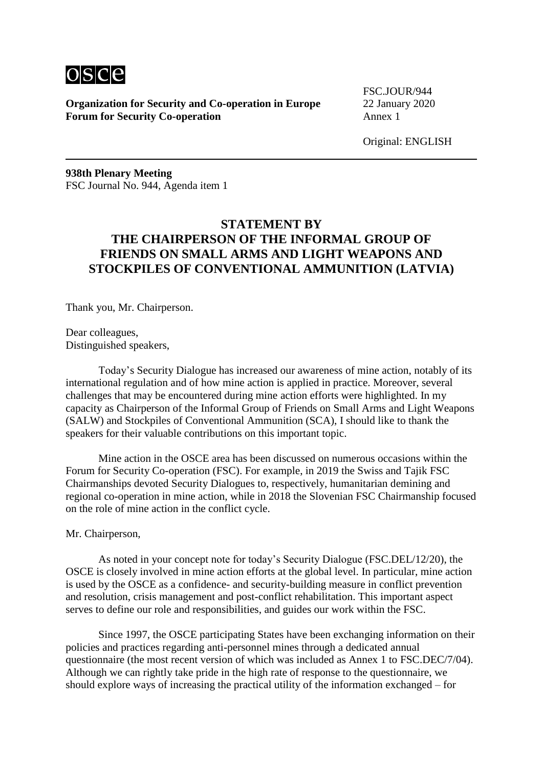**Organization for Security and Co-operation in Europe**
**Forum for Security Co-operation**

FSC.JOUR/944
22 January 2020
Annex 1

Original: ENGLISH

**938th Plenary Meeting**
FSC Journal No. 944, Agenda item 1

## STATEMENT BY THE CHAIRPERSON OF THE INFORMAL GROUP OF FRIENDS ON SMALL ARMS AND LIGHT WEAPONS AND STOCKPILES OF CONVENTIONAL AMMUNITION (LATVIA)

Thank you, Mr. Chairperson.

Dear colleagues,
Distinguished speakers,

Today's Security Dialogue has increased our awareness of mine action, notably of its international regulation and of how mine action is applied in practice. Moreover, several challenges that may be encountered during mine action efforts were highlighted. In my capacity as Chairperson of the Informal Group of Friends on Small Arms and Light Weapons (SALW) and Stockpiles of Conventional Ammunition (SCA), I should like to thank the speakers for their valuable contributions on this important topic.

Mine action in the OSCE area has been discussed on numerous occasions within the Forum for Security Co-operation (FSC). For example, in 2019 the Swiss and Tajik FSC Chairmanships devoted Security Dialogues to, respectively, humanitarian demining and regional co-operation in mine action, while in 2018 the Slovenian FSC Chairmanship focused on the role of mine action in the conflict cycle.

Mr. Chairperson,

As noted in your concept note for today's Security Dialogue (FSC.DEL/12/20), the OSCE is closely involved in mine action efforts at the global level. In particular, mine action is used by the OSCE as a confidence- and security-building measure in conflict prevention and resolution, crisis management and post-conflict rehabilitation. This important aspect serves to define our role and responsibilities, and guides our work within the FSC.

Since 1997, the OSCE participating States have been exchanging information on their policies and practices regarding anti-personnel mines through a dedicated annual questionnaire (the most recent version of which was included as Annex 1 to FSC.DEC/7/04). Although we can rightly take pride in the high rate of response to the questionnaire, we should explore ways of increasing the practical utility of the information exchanged – for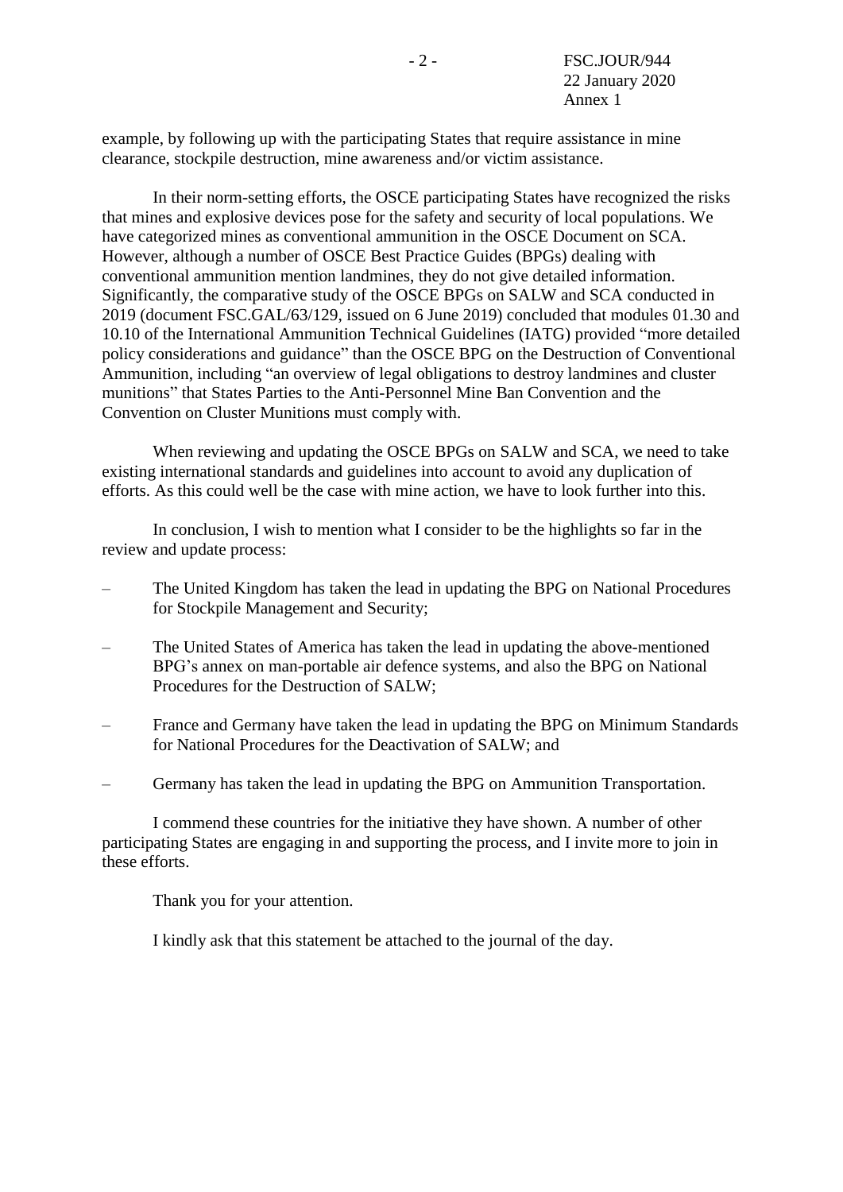example, by following up with the participating States that require assistance in mine clearance, stockpile destruction, mine awareness and/or victim assistance.

In their norm-setting efforts, the OSCE participating States have recognized the risks that mines and explosive devices pose for the safety and security of local populations. We have categorized mines as conventional ammunition in the OSCE Document on SCA. However, although a number of OSCE Best Practice Guides (BPGs) dealing with conventional ammunition mention landmines, they do not give detailed information. Significantly, the comparative study of the OSCE BPGs on SALW and SCA conducted in 2019 (document FSC.GAL/63/129, issued on 6 June 2019) concluded that modules 01.30 and 10.10 of the International Ammunition Technical Guidelines (IATG) provided "more detailed policy considerations and guidance" than the OSCE BPG on the Destruction of Conventional Ammunition, including "an overview of legal obligations to destroy landmines and cluster munitions" that States Parties to the Anti-Personnel Mine Ban Convention and the Convention on Cluster Munitions must comply with.

When reviewing and updating the OSCE BPGs on SALW and SCA, we need to take existing international standards and guidelines into account to avoid any duplication of efforts. As this could well be the case with mine action, we have to look further into this.

In conclusion, I wish to mention what I consider to be the highlights so far in the review and update process:

– The United Kingdom has taken the lead in updating the BPG on National Procedures for Stockpile Management and Security;

– The United States of America has taken the lead in updating the above-mentioned BPG's annex on man-portable air defence systems, and also the BPG on National Procedures for the Destruction of SALW;

– France and Germany have taken the lead in updating the BPG on Minimum Standards for National Procedures for the Deactivation of SALW; and

– Germany has taken the lead in updating the BPG on Ammunition Transportation.

I commend these countries for the initiative they have shown. A number of other participating States are engaging in and supporting the process, and I invite more to join in these efforts.

Thank you for your attention.

I kindly ask that this statement be attached to the journal of the day.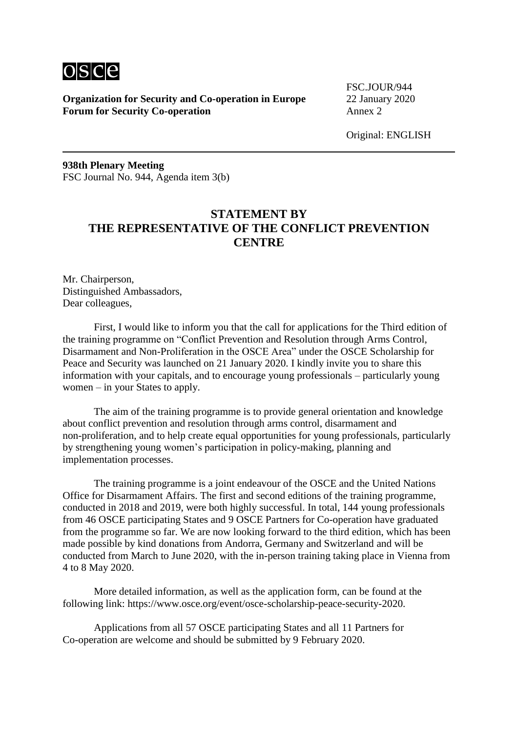osce

**Organization for Security and Co-operation in Europe**
**Forum for Security Co-operation**

FSC.JOUR/944
22 January 2020
Annex 2

Original: ENGLISH

---

**938th Plenary Meeting**
FSC Journal No. 944, Agenda item 3(b)

## STATEMENT BY THE REPRESENTATIVE OF THE CONFLICT PREVENTION CENTRE

Mr. Chairperson,
Distinguished Ambassadors,
Dear colleagues,

First, I would like to inform you that the call for applications for the Third edition of the training programme on "Conflict Prevention and Resolution through Arms Control, Disarmament and Non-Proliferation in the OSCE Area" under the OSCE Scholarship for Peace and Security was launched on 21 January 2020. I kindly invite you to share this information with your capitals, and to encourage young professionals – particularly young women – in your States to apply.

The aim of the training programme is to provide general orientation and knowledge about conflict prevention and resolution through arms control, disarmament and non-proliferation, and to help create equal opportunities for young professionals, particularly by strengthening young women's participation in policy-making, planning and implementation processes.

The training programme is a joint endeavour of the OSCE and the United Nations Office for Disarmament Affairs. The first and second editions of the training programme, conducted in 2018 and 2019, were both highly successful. In total, 144 young professionals from 46 OSCE participating States and 9 OSCE Partners for Co-operation have graduated from the programme so far. We are now looking forward to the third edition, which has been made possible by kind donations from Andorra, Germany and Switzerland and will be conducted from March to June 2020, with the in-person training taking place in Vienna from 4 to 8 May 2020.

More detailed information, as well as the application form, can be found at the following link: https://www.osce.org/event/osce-scholarship-peace-security-2020.

Applications from all 57 OSCE participating States and all 11 Partners for Co-operation are welcome and should be submitted by 9 February 2020.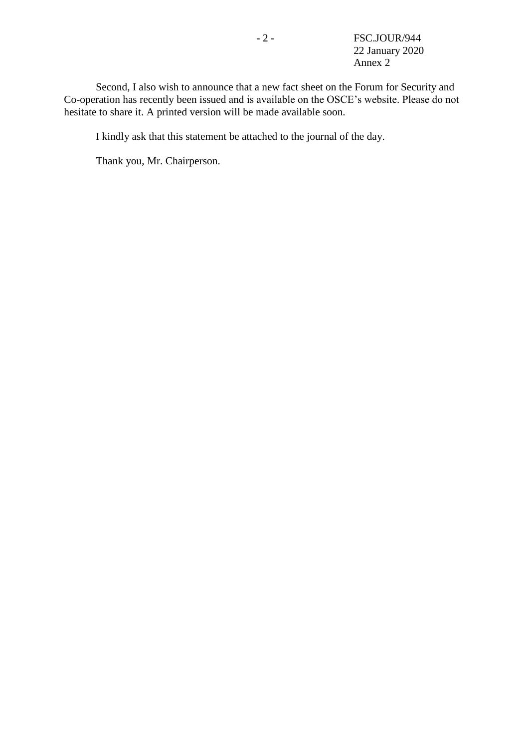Second, I also wish to announce that a new fact sheet on the Forum for Security and Co-operation has recently been issued and is available on the OSCE's website. Please do not hesitate to share it. A printed version will be made available soon.

I kindly ask that this statement be attached to the journal of the day.

Thank you, Mr. Chairperson.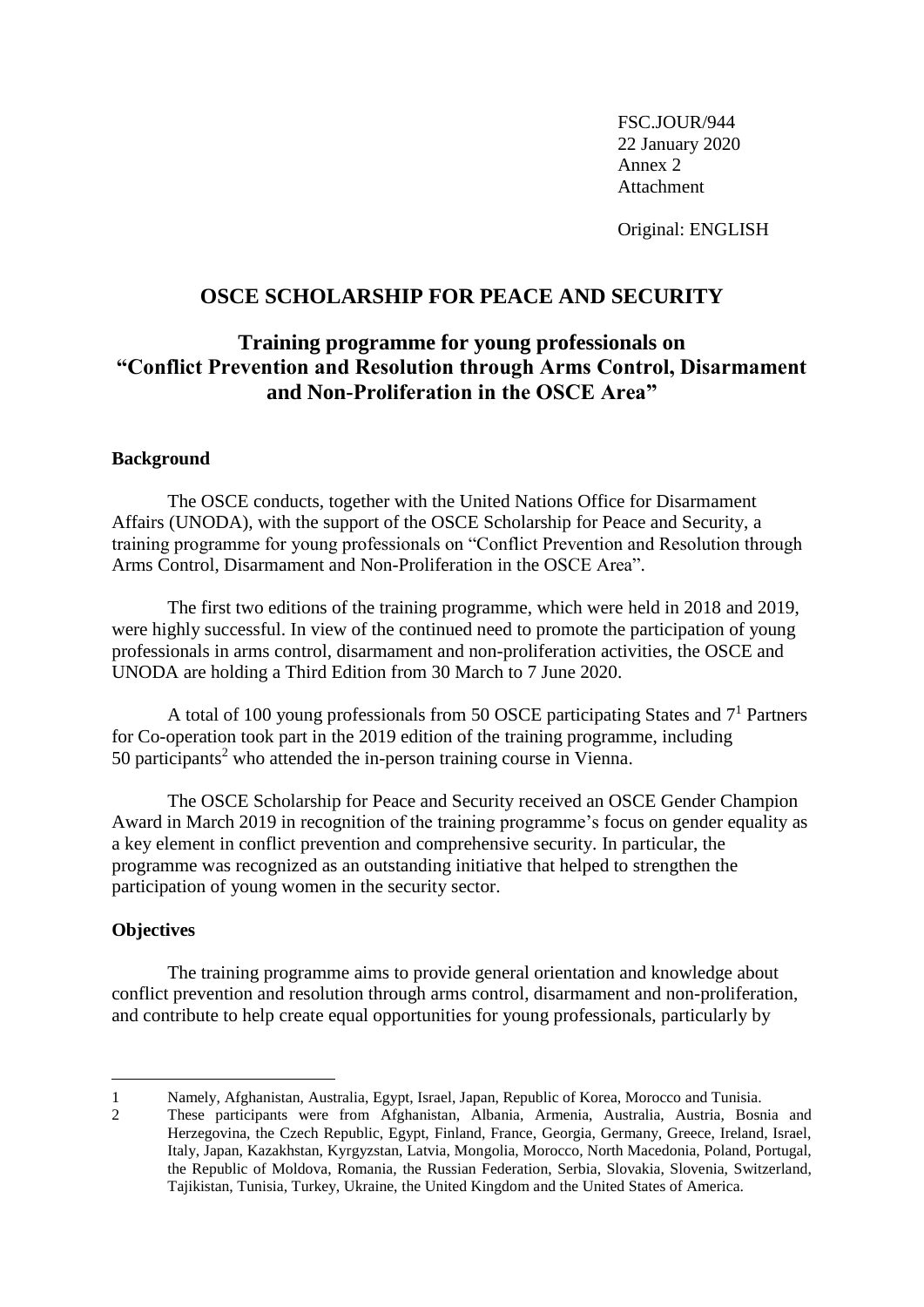FSC.JOUR/944
22 January 2020
Annex 2
Attachment

Original: ENGLISH

# OSCE SCHOLARSHIP FOR PEACE AND SECURITY

## Training programme for young professionals on "Conflict Prevention and Resolution through Arms Control, Disarmament and Non-Proliferation in the OSCE Area"

### Background

The OSCE conducts, together with the United Nations Office for Disarmament Affairs (UNODA), with the support of the OSCE Scholarship for Peace and Security, a training programme for young professionals on "Conflict Prevention and Resolution through Arms Control, Disarmament and Non-Proliferation in the OSCE Area".

The first two editions of the training programme, which were held in 2018 and 2019, were highly successful. In view of the continued need to promote the participation of young professionals in arms control, disarmament and non-proliferation activities, the OSCE and UNODA are holding a Third Edition from 30 March to 7 June 2020.

A total of 100 young professionals from 50 OSCE participating States and 7[1] Partners for Co-operation took part in the 2019 edition of the training programme, including 50 participants[2] who attended the in-person training course in Vienna.

The OSCE Scholarship for Peace and Security received an OSCE Gender Champion Award in March 2019 in recognition of the training programme's focus on gender equality as a key element in conflict prevention and comprehensive security. In particular, the programme was recognized as an outstanding initiative that helped to strengthen the participation of young women in the security sector.

### Objectives

The training programme aims to provide general orientation and knowledge about conflict prevention and resolution through arms control, disarmament and non-proliferation, and contribute to help create equal opportunities for young professionals, particularly by

---

1 Namely, Afghanistan, Australia, Egypt, Israel, Japan, Republic of Korea, Morocco and Tunisia.

2 These participants were from Afghanistan, Albania, Armenia, Australia, Austria, Bosnia and Herzegovina, the Czech Republic, Egypt, Finland, France, Georgia, Germany, Greece, Ireland, Israel, Italy, Japan, Kazakhstan, Kyrgyzstan, Latvia, Mongolia, Morocco, North Macedonia, Poland, Portugal, the Republic of Moldova, Romania, the Russian Federation, Serbia, Slovakia, Slovenia, Switzerland, Tajikistan, Tunisia, Turkey, Ukraine, the United Kingdom and the United States of America.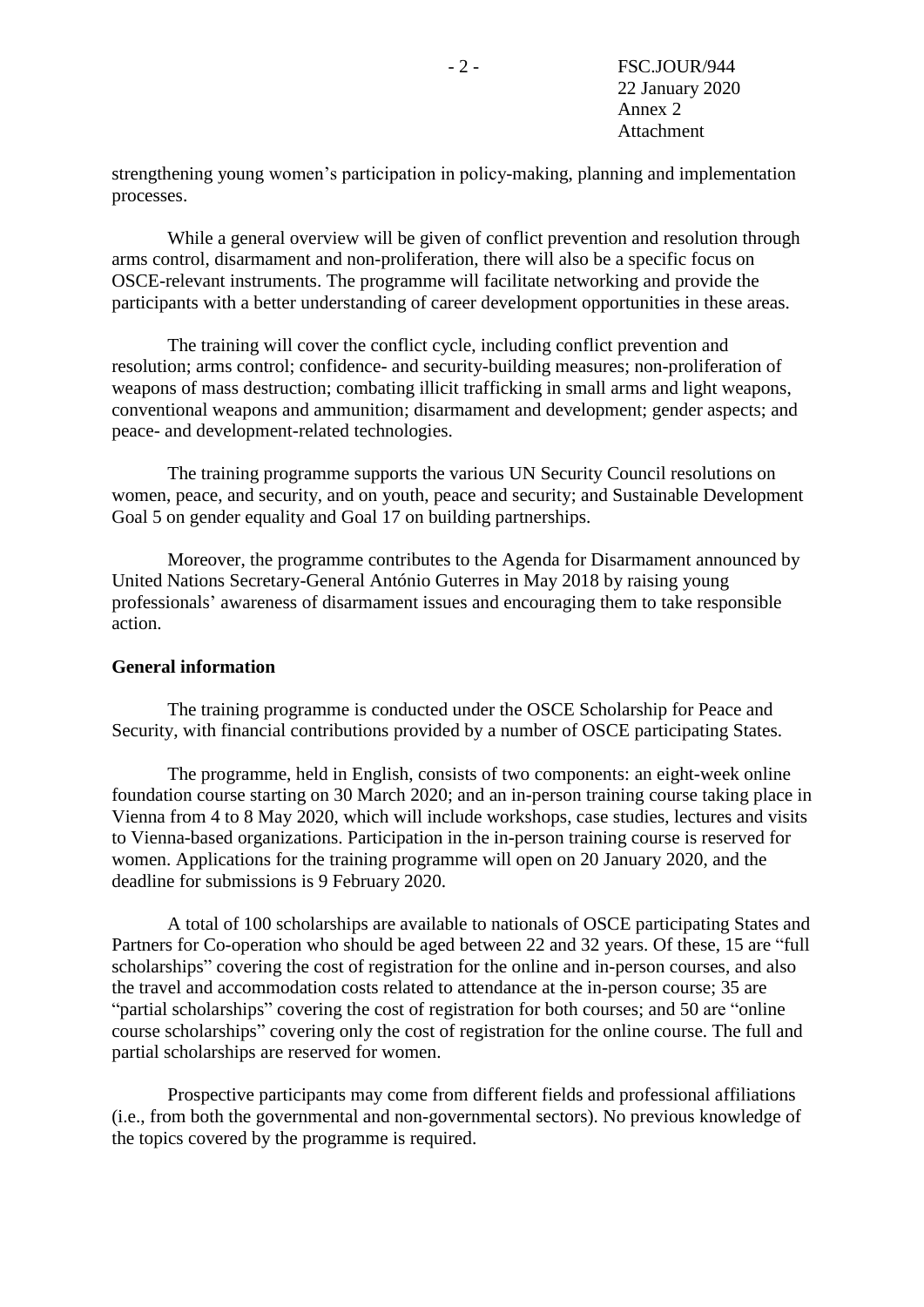strengthening young women’s participation in policy-making, planning and implementation processes.

While a general overview will be given of conflict prevention and resolution through arms control, disarmament and non-proliferation, there will also be a specific focus on OSCE-relevant instruments. The programme will facilitate networking and provide the participants with a better understanding of career development opportunities in these areas.

The training will cover the conflict cycle, including conflict prevention and resolution; arms control; confidence- and security-building measures; non-proliferation of weapons of mass destruction; combating illicit trafficking in small arms and light weapons, conventional weapons and ammunition; disarmament and development; gender aspects; and peace- and development-related technologies.

The training programme supports the various UN Security Council resolutions on women, peace, and security, and on youth, peace and security; and Sustainable Development Goal 5 on gender equality and Goal 17 on building partnerships.

Moreover, the programme contributes to the Agenda for Disarmament announced by United Nations Secretary-General António Guterres in May 2018 by raising young professionals’ awareness of disarmament issues and encouraging them to take responsible action.

**General information**

The training programme is conducted under the OSCE Scholarship for Peace and Security, with financial contributions provided by a number of OSCE participating States.

The programme, held in English, consists of two components: an eight-week online foundation course starting on 30 March 2020; and an in-person training course taking place in Vienna from 4 to 8 May 2020, which will include workshops, case studies, lectures and visits to Vienna-based organizations. Participation in the in-person training course is reserved for women. Applications for the training programme will open on 20 January 2020, and the deadline for submissions is 9 February 2020.

A total of 100 scholarships are available to nationals of OSCE participating States and Partners for Co-operation who should be aged between 22 and 32 years. Of these, 15 are “full scholarships” covering the cost of registration for the online and in-person courses, and also the travel and accommodation costs related to attendance at the in-person course; 35 are “partial scholarships” covering the cost of registration for both courses; and 50 are “online course scholarships” covering only the cost of registration for the online course. The full and partial scholarships are reserved for women.

Prospective participants may come from different fields and professional affiliations (i.e., from both the governmental and non-governmental sectors). No previous knowledge of the topics covered by the programme is required.